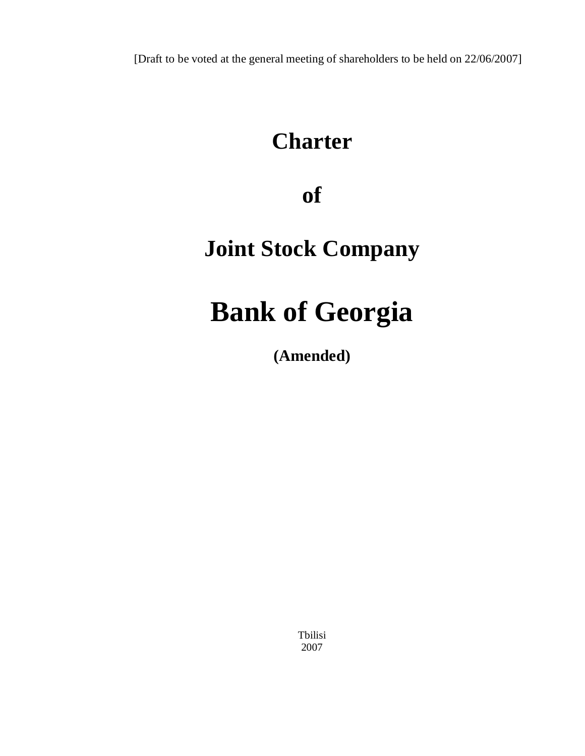[Draft to be voted at the general meeting of shareholders to be held on 22/06/2007]

# Charter

# of

# Joint Stock Company

# Bank of Georgia

**(Amended)**

Tbilisi
2007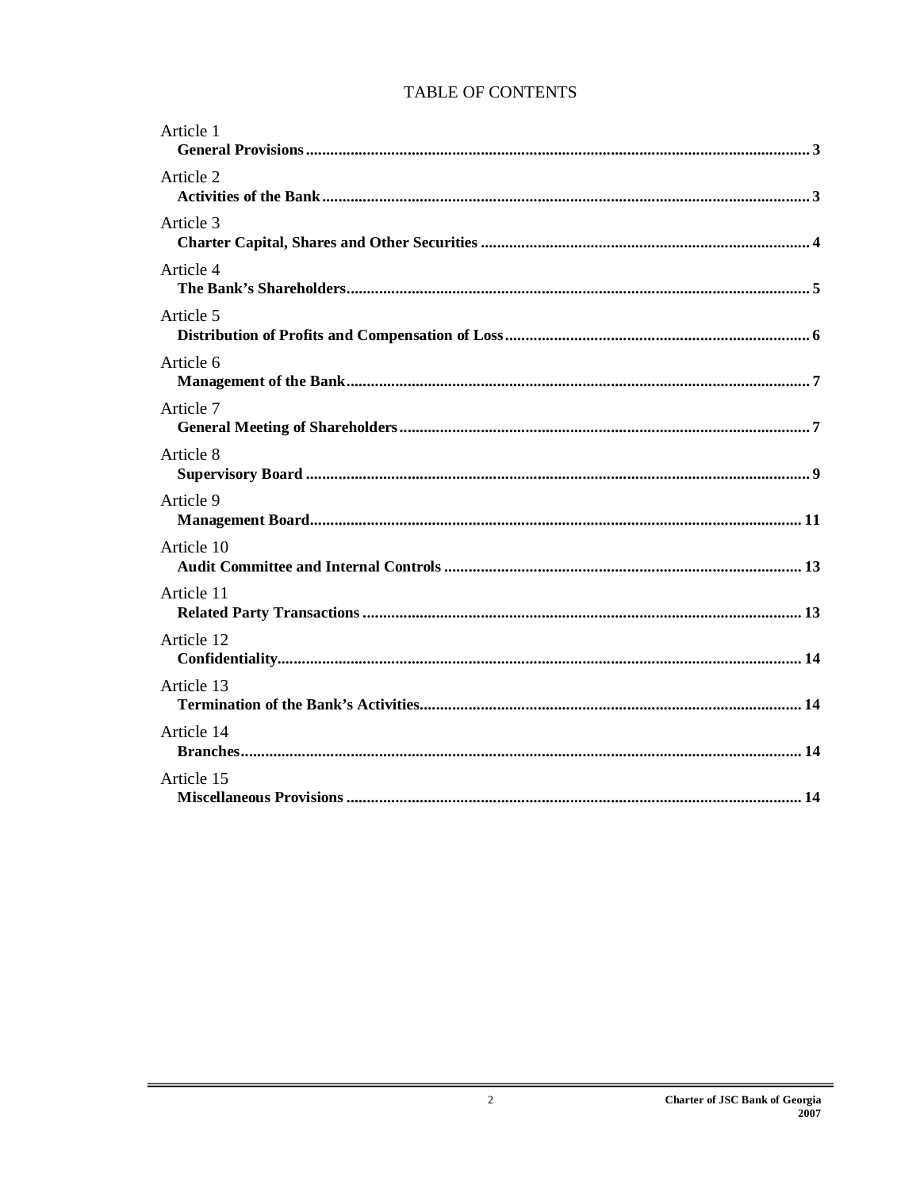# TABLE OF CONTENTS

Article 1
**General Provisions** ..... **3**

Article 2
**Activities of the Bank** ..... **3**

Article 3
**Charter Capital, Shares and Other Securities** ..... **4**

Article 4
**The Bank's Shareholders** ..... **5**

Article 5
**Distribution of Profits and Compensation of Loss** ..... **6**

Article 6
**Management of the Bank** ..... **7**

Article 7
**General Meeting of Shareholders** ..... **7**

Article 8
**Supervisory Board** ..... **9**

Article 9
**Management Board** ..... **11**

Article 10
**Audit Committee and Internal Controls** ..... **13**

Article 11
**Related Party Transactions** ..... **13**

Article 12
**Confidentiality** ..... **14**

Article 13
**Termination of the Bank's Activities** ..... **14**

Article 14
**Branches** ..... **14**

Article 15
**Miscellaneous Provisions** ..... **14**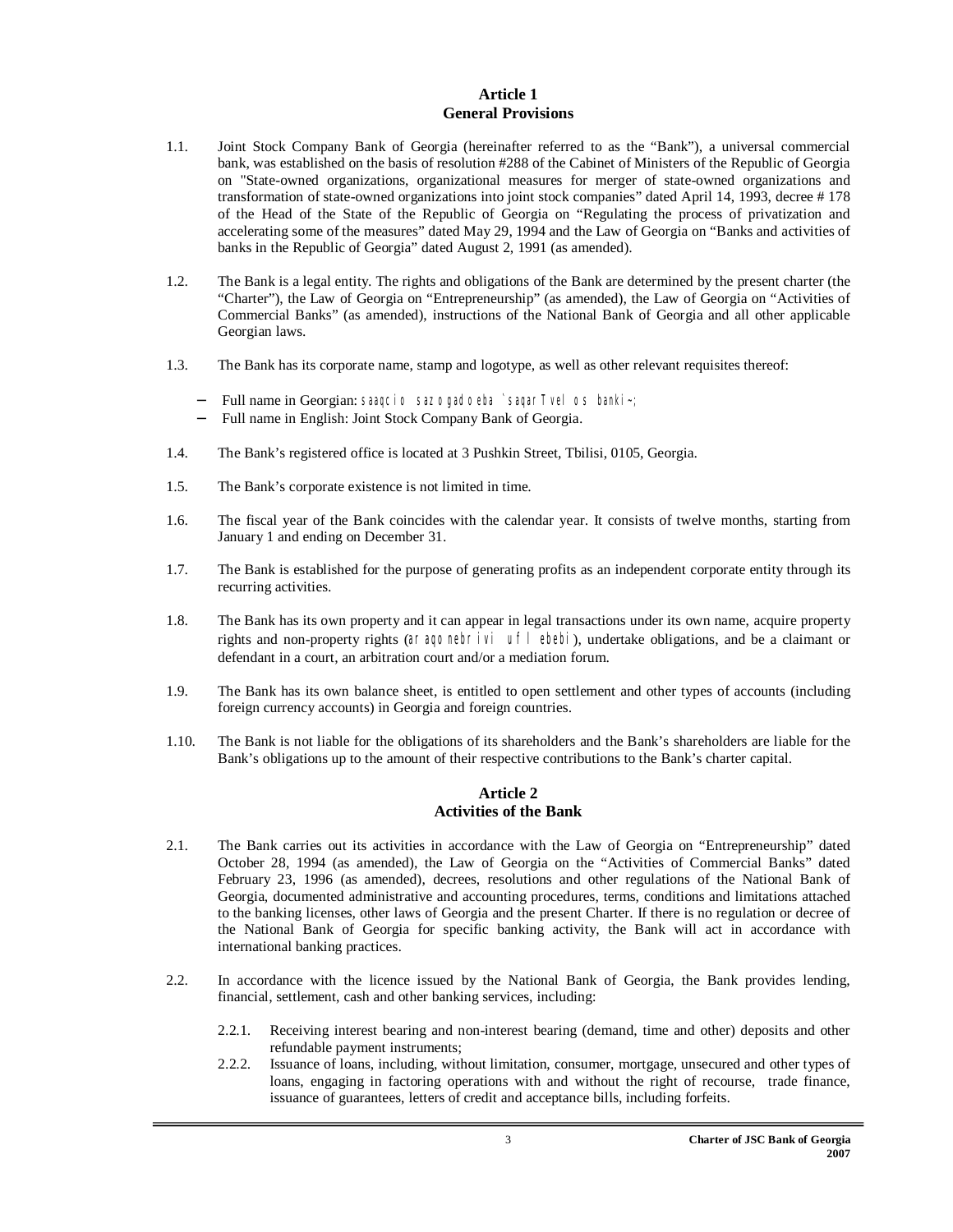## Article 1
## General Provisions

1.1. Joint Stock Company Bank of Georgia (hereinafter referred to as the "Bank"), a universal commercial bank, was established on the basis of resolution #288 of the Cabinet of Ministers of the Republic of Georgia on "State-owned organizations, organizational measures for merger of state-owned organizations and transformation of state-owned organizations into joint stock companies" dated April 14, 1993, decree # 178 of the Head of the State of the Republic of Georgia on "Regulating the process of privatization and accelerating some of the measures" dated May 29, 1994 and the Law of Georgia on "Banks and activities of banks in the Republic of Georgia" dated August 2, 1991 (as amended).

1.2. The Bank is a legal entity. The rights and obligations of the Bank are determined by the present charter (the "Charter"), the Law of Georgia on "Entrepreneurship" (as amended), the Law of Georgia on "Activities of Commercial Banks" (as amended), instructions of the National Bank of Georgia and all other applicable Georgian laws.

1.3. The Bank has its corporate name, stamp and logotype, as well as other relevant requisites thereof:

- Full name in Georgian: saaqcio sazogadoeba `saqarTvelos banki~;
- Full name in English: Joint Stock Company Bank of Georgia.

1.4. The Bank's registered office is located at 3 Pushkin Street, Tbilisi, 0105, Georgia.

1.5. The Bank's corporate existence is not limited in time.

1.6. The fiscal year of the Bank coincides with the calendar year. It consists of twelve months, starting from January 1 and ending on December 31.

1.7. The Bank is established for the purpose of generating profits as an independent corporate entity through its recurring activities.

1.8. The Bank has its own property and it can appear in legal transactions under its own name, acquire property rights and non-property rights (araqonebrivi uflebebi), undertake obligations, and be a claimant or defendant in a court, an arbitration court and/or a mediation forum.

1.9. The Bank has its own balance sheet, is entitled to open settlement and other types of accounts (including foreign currency accounts) in Georgia and foreign countries.

1.10. The Bank is not liable for the obligations of its shareholders and the Bank's shareholders are liable for the Bank's obligations up to the amount of their respective contributions to the Bank's charter capital.

## Article 2
## Activities of the Bank

2.1. The Bank carries out its activities in accordance with the Law of Georgia on "Entrepreneurship" dated October 28, 1994 (as amended), the Law of Georgia on the "Activities of Commercial Banks" dated February 23, 1996 (as amended), decrees, resolutions and other regulations of the National Bank of Georgia, documented administrative and accounting procedures, terms, conditions and limitations attached to the banking licenses, other laws of Georgia and the present Charter. If there is no regulation or decree of the National Bank of Georgia for specific banking activity, the Bank will act in accordance with international banking practices.

2.2. In accordance with the licence issued by the National Bank of Georgia, the Bank provides lending, financial, settlement, cash and other banking services, including:

2.2.1. Receiving interest bearing and non-interest bearing (demand, time and other) deposits and other refundable payment instruments;

2.2.2. Issuance of loans, including, without limitation, consumer, mortgage, unsecured and other types of loans, engaging in factoring operations with and without the right of recourse, trade finance, issuance of guarantees, letters of credit and acceptance bills, including forfeits.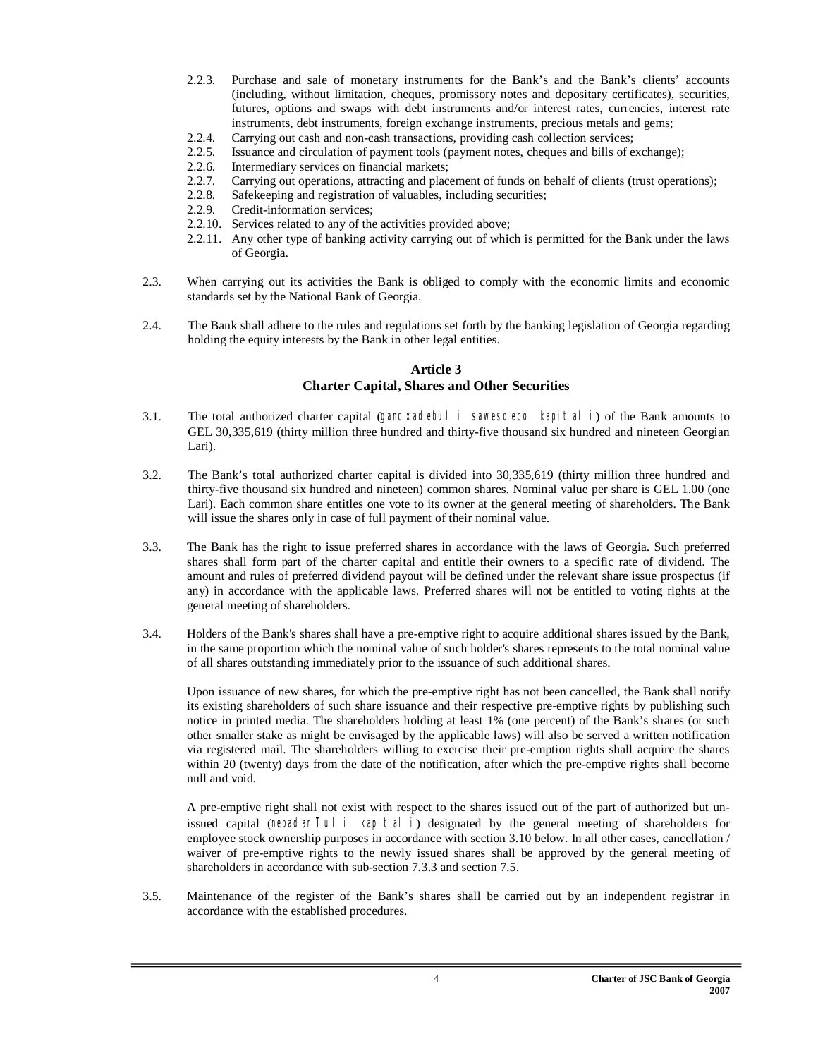2.2.3. Purchase and sale of monetary instruments for the Bank's and the Bank's clients' accounts (including, without limitation, cheques, promissory notes and depositary certificates), securities, futures, options and swaps with debt instruments and/or interest rates, currencies, interest rate instruments, debt instruments, foreign exchange instruments, precious metals and gems;

2.2.4. Carrying out cash and non-cash transactions, providing cash collection services;

2.2.5. Issuance and circulation of payment tools (payment notes, cheques and bills of exchange);

2.2.6. Intermediary services on financial markets;

2.2.7. Carrying out operations, attracting and placement of funds on behalf of clients (trust operations);

2.2.8. Safekeeping and registration of valuables, including securities;

2.2.9. Credit-information services;

2.2.10. Services related to any of the activities provided above;

2.2.11. Any other type of banking activity carrying out of which is permitted for the Bank under the laws of Georgia.

2.3. When carrying out its activities the Bank is obliged to comply with the economic limits and economic standards set by the National Bank of Georgia.

2.4. The Bank shall adhere to the rules and regulations set forth by the banking legislation of Georgia regarding holding the equity interests by the Bank in other legal entities.

## Article 3
## Charter Capital, Shares and Other Securities

3.1. The total authorized charter capital (gancxadebuli sawesdebo kapitali) of the Bank amounts to GEL 30,335,619 (thirty million three hundred and thirty-five thousand six hundred and nineteen Georgian Lari).

3.2. The Bank's total authorized charter capital is divided into 30,335,619 (thirty million three hundred and thirty-five thousand six hundred and nineteen) common shares. Nominal value per share is GEL 1.00 (one Lari). Each common share entitles one vote to its owner at the general meeting of shareholders. The Bank will issue the shares only in case of full payment of their nominal value.

3.3. The Bank has the right to issue preferred shares in accordance with the laws of Georgia. Such preferred shares shall form part of the charter capital and entitle their owners to a specific rate of dividend. The amount and rules of preferred dividend payout will be defined under the relevant share issue prospectus (if any) in accordance with the applicable laws. Preferred shares will not be entitled to voting rights at the general meeting of shareholders.

3.4. Holders of the Bank's shares shall have a pre-emptive right to acquire additional shares issued by the Bank, in the same proportion which the nominal value of such holder's shares represents to the total nominal value of all shares outstanding immediately prior to the issuance of such additional shares.

Upon issuance of new shares, for which the pre-emptive right has not been cancelled, the Bank shall notify its existing shareholders of such share issuance and their respective pre-emptive rights by publishing such notice in printed media. The shareholders holding at least 1% (one percent) of the Bank's shares (or such other smaller stake as might be envisaged by the applicable laws) will also be served a written notification via registered mail. The shareholders willing to exercise their pre-emption rights shall acquire the shares within 20 (twenty) days from the date of the notification, after which the pre-emptive rights shall become null and void.

A pre-emptive right shall not exist with respect to the shares issued out of the part of authorized but un-issued capital (nebadarTuli kapitali) designated by the general meeting of shareholders for employee stock ownership purposes in accordance with section 3.10 below. In all other cases, cancellation / waiver of pre-emptive rights to the newly issued shares shall be approved by the general meeting of shareholders in accordance with sub-section 7.3.3 and section 7.5.

3.5. Maintenance of the register of the Bank's shares shall be carried out by an independent registrar in accordance with the established procedures.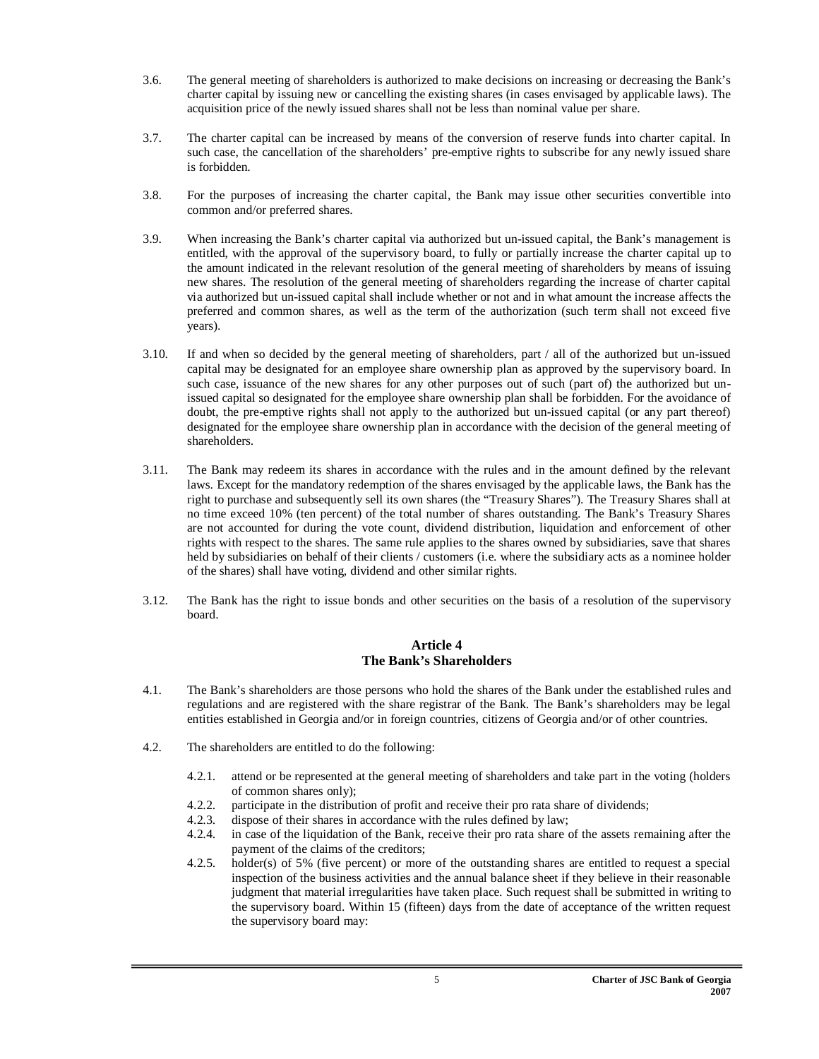3.6. The general meeting of shareholders is authorized to make decisions on increasing or decreasing the Bank's charter capital by issuing new or cancelling the existing shares (in cases envisaged by applicable laws). The acquisition price of the newly issued shares shall not be less than nominal value per share.

3.7. The charter capital can be increased by means of the conversion of reserve funds into charter capital. In such case, the cancellation of the shareholders' pre-emptive rights to subscribe for any newly issued share is forbidden.

3.8. For the purposes of increasing the charter capital, the Bank may issue other securities convertible into common and/or preferred shares.

3.9. When increasing the Bank's charter capital via authorized but un-issued capital, the Bank's management is entitled, with the approval of the supervisory board, to fully or partially increase the charter capital up to the amount indicated in the relevant resolution of the general meeting of shareholders by means of issuing new shares. The resolution of the general meeting of shareholders regarding the increase of charter capital via authorized but un-issued capital shall include whether or not and in what amount the increase affects the preferred and common shares, as well as the term of the authorization (such term shall not exceed five years).

3.10. If and when so decided by the general meeting of shareholders, part / all of the authorized but un-issued capital may be designated for an employee share ownership plan as approved by the supervisory board. In such case, issuance of the new shares for any other purposes out of such (part of) the authorized but un-issued capital so designated for the employee share ownership plan shall be forbidden. For the avoidance of doubt, the pre-emptive rights shall not apply to the authorized but un-issued capital (or any part thereof) designated for the employee share ownership plan in accordance with the decision of the general meeting of shareholders.

3.11. The Bank may redeem its shares in accordance with the rules and in the amount defined by the relevant laws. Except for the mandatory redemption of the shares envisaged by the applicable laws, the Bank has the right to purchase and subsequently sell its own shares (the "Treasury Shares"). The Treasury Shares shall at no time exceed 10% (ten percent) of the total number of shares outstanding. The Bank's Treasury Shares are not accounted for during the vote count, dividend distribution, liquidation and enforcement of other rights with respect to the shares. The same rule applies to the shares owned by subsidiaries, save that shares held by subsidiaries on behalf of their clients / customers (i.e. where the subsidiary acts as a nominee holder of the shares) shall have voting, dividend and other similar rights.

3.12. The Bank has the right to issue bonds and other securities on the basis of a resolution of the supervisory board.

## Article 4
## The Bank's Shareholders

4.1. The Bank's shareholders are those persons who hold the shares of the Bank under the established rules and regulations and are registered with the share registrar of the Bank. The Bank's shareholders may be legal entities established in Georgia and/or in foreign countries, citizens of Georgia and/or of other countries.

4.2. The shareholders are entitled to do the following:

- 4.2.1. attend or be represented at the general meeting of shareholders and take part in the voting (holders of common shares only);
- 4.2.2. participate in the distribution of profit and receive their pro rata share of dividends;
- 4.2.3. dispose of their shares in accordance with the rules defined by law;
- 4.2.4. in case of the liquidation of the Bank, receive their pro rata share of the assets remaining after the payment of the claims of the creditors;
- 4.2.5. holder(s) of 5% (five percent) or more of the outstanding shares are entitled to request a special inspection of the business activities and the annual balance sheet if they believe in their reasonable judgment that material irregularities have taken place. Such request shall be submitted in writing to the supervisory board. Within 15 (fifteen) days from the date of acceptance of the written request the supervisory board may: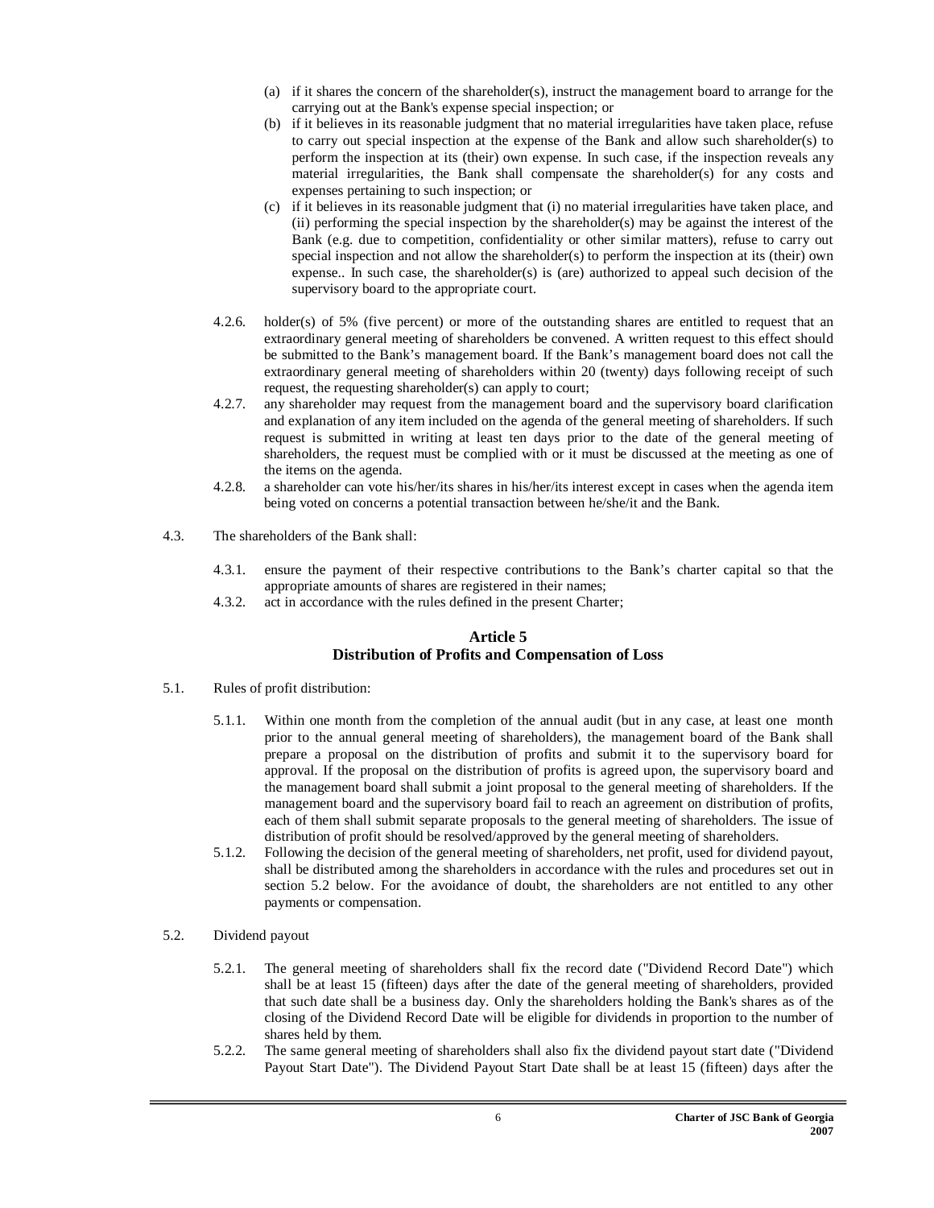(a) if it shares the concern of the shareholder(s), instruct the management board to arrange for the carrying out at the Bank's expense special inspection; or

(b) if it believes in its reasonable judgment that no material irregularities have taken place, refuse to carry out special inspection at the expense of the Bank and allow such shareholder(s) to perform the inspection at its (their) own expense. In such case, if the inspection reveals any material irregularities, the Bank shall compensate the shareholder(s) for any costs and expenses pertaining to such inspection; or

(c) if it believes in its reasonable judgment that (i) no material irregularities have taken place, and (ii) performing the special inspection by the shareholder(s) may be against the interest of the Bank (e.g. due to competition, confidentiality or other similar matters), refuse to carry out special inspection and not allow the shareholder(s) to perform the inspection at its (their) own expense.. In such case, the shareholder(s) is (are) authorized to appeal such decision of the supervisory board to the appropriate court.

4.2.6. holder(s) of 5% (five percent) or more of the outstanding shares are entitled to request that an extraordinary general meeting of shareholders be convened. A written request to this effect should be submitted to the Bank's management board. If the Bank's management board does not call the extraordinary general meeting of shareholders within 20 (twenty) days following receipt of such request, the requesting shareholder(s) can apply to court;

4.2.7. any shareholder may request from the management board and the supervisory board clarification and explanation of any item included on the agenda of the general meeting of shareholders. If such request is submitted in writing at least ten days prior to the date of the general meeting of shareholders, the request must be complied with or it must be discussed at the meeting as one of the items on the agenda.

4.2.8. a shareholder can vote his/her/its shares in his/her/its interest except in cases when the agenda item being voted on concerns a potential transaction between he/she/it and the Bank.

4.3. The shareholders of the Bank shall:

4.3.1. ensure the payment of their respective contributions to the Bank's charter capital so that the appropriate amounts of shares are registered in their names;

4.3.2. act in accordance with the rules defined in the present Charter;

## Article 5
## Distribution of Profits and Compensation of Loss

5.1. Rules of profit distribution:

5.1.1. Within one month from the completion of the annual audit (but in any case, at least one month prior to the annual general meeting of shareholders), the management board of the Bank shall prepare a proposal on the distribution of profits and submit it to the supervisory board for approval. If the proposal on the distribution of profits is agreed upon, the supervisory board and the management board shall submit a joint proposal to the general meeting of shareholders. If the management board and the supervisory board fail to reach an agreement on distribution of profits, each of them shall submit separate proposals to the general meeting of shareholders. The issue of distribution of profit should be resolved/approved by the general meeting of shareholders.

5.1.2. Following the decision of the general meeting of shareholders, net profit, used for dividend payout, shall be distributed among the shareholders in accordance with the rules and procedures set out in section 5.2 below. For the avoidance of doubt, the shareholders are not entitled to any other payments or compensation.

5.2. Dividend payout

5.2.1. The general meeting of shareholders shall fix the record date ("Dividend Record Date") which shall be at least 15 (fifteen) days after the date of the general meeting of shareholders, provided that such date shall be a business day. Only the shareholders holding the Bank's shares as of the closing of the Dividend Record Date will be eligible for dividends in proportion to the number of shares held by them.

5.2.2. The same general meeting of shareholders shall also fix the dividend payout start date ("Dividend Payout Start Date"). The Dividend Payout Start Date shall be at least 15 (fifteen) days after the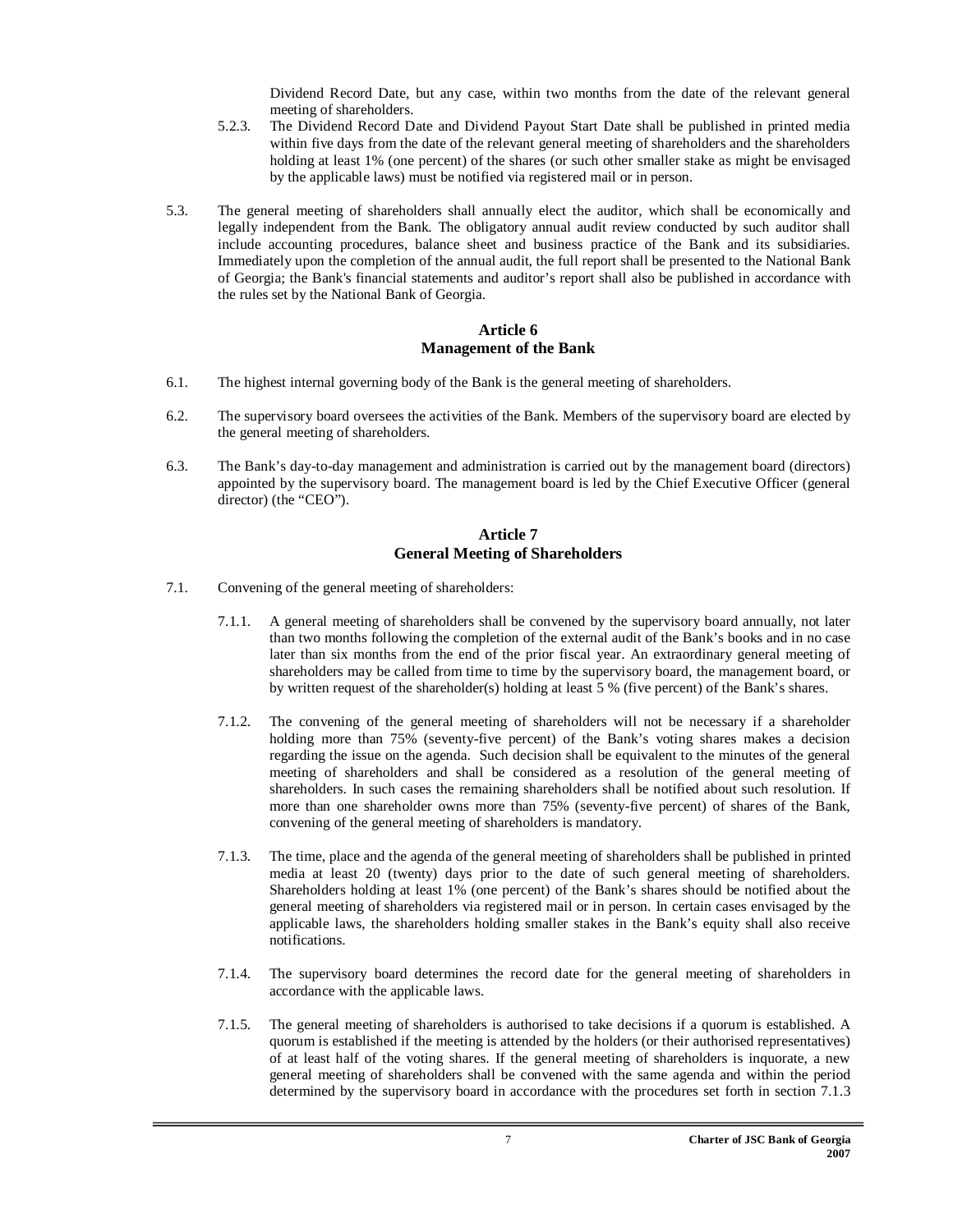Dividend Record Date, but any case, within two months from the date of the relevant general meeting of shareholders.

5.2.3. The Dividend Record Date and Dividend Payout Start Date shall be published in printed media within five days from the date of the relevant general meeting of shareholders and the shareholders holding at least 1% (one percent) of the shares (or such other smaller stake as might be envisaged by the applicable laws) must be notified via registered mail or in person.

5.3. The general meeting of shareholders shall annually elect the auditor, which shall be economically and legally independent from the Bank. The obligatory annual audit review conducted by such auditor shall include accounting procedures, balance sheet and business practice of the Bank and its subsidiaries. Immediately upon the completion of the annual audit, the full report shall be presented to the National Bank of Georgia; the Bank's financial statements and auditor's report shall also be published in accordance with the rules set by the National Bank of Georgia.

## Article 6
## Management of the Bank

6.1. The highest internal governing body of the Bank is the general meeting of shareholders.

6.2. The supervisory board oversees the activities of the Bank. Members of the supervisory board are elected by the general meeting of shareholders.

6.3. The Bank's day-to-day management and administration is carried out by the management board (directors) appointed by the supervisory board. The management board is led by the Chief Executive Officer (general director) (the "CEO").

## Article 7
## General Meeting of Shareholders

7.1. Convening of the general meeting of shareholders:

7.1.1. A general meeting of shareholders shall be convened by the supervisory board annually, not later than two months following the completion of the external audit of the Bank's books and in no case later than six months from the end of the prior fiscal year. An extraordinary general meeting of shareholders may be called from time to time by the supervisory board, the management board, or by written request of the shareholder(s) holding at least 5 % (five percent) of the Bank's shares.

7.1.2. The convening of the general meeting of shareholders will not be necessary if a shareholder holding more than 75% (seventy-five percent) of the Bank's voting shares makes a decision regarding the issue on the agenda. Such decision shall be equivalent to the minutes of the general meeting of shareholders and shall be considered as a resolution of the general meeting of shareholders. In such cases the remaining shareholders shall be notified about such resolution. If more than one shareholder owns more than 75% (seventy-five percent) of shares of the Bank, convening of the general meeting of shareholders is mandatory.

7.1.3. The time, place and the agenda of the general meeting of shareholders shall be published in printed media at least 20 (twenty) days prior to the date of such general meeting of shareholders. Shareholders holding at least 1% (one percent) of the Bank's shares should be notified about the general meeting of shareholders via registered mail or in person. In certain cases envisaged by the applicable laws, the shareholders holding smaller stakes in the Bank's equity shall also receive notifications.

7.1.4. The supervisory board determines the record date for the general meeting of shareholders in accordance with the applicable laws.

7.1.5. The general meeting of shareholders is authorised to take decisions if a quorum is established. A quorum is established if the meeting is attended by the holders (or their authorised representatives) of at least half of the voting shares. If the general meeting of shareholders is inquorate, a new general meeting of shareholders shall be convened with the same agenda and within the period determined by the supervisory board in accordance with the procedures set forth in section 7.1.3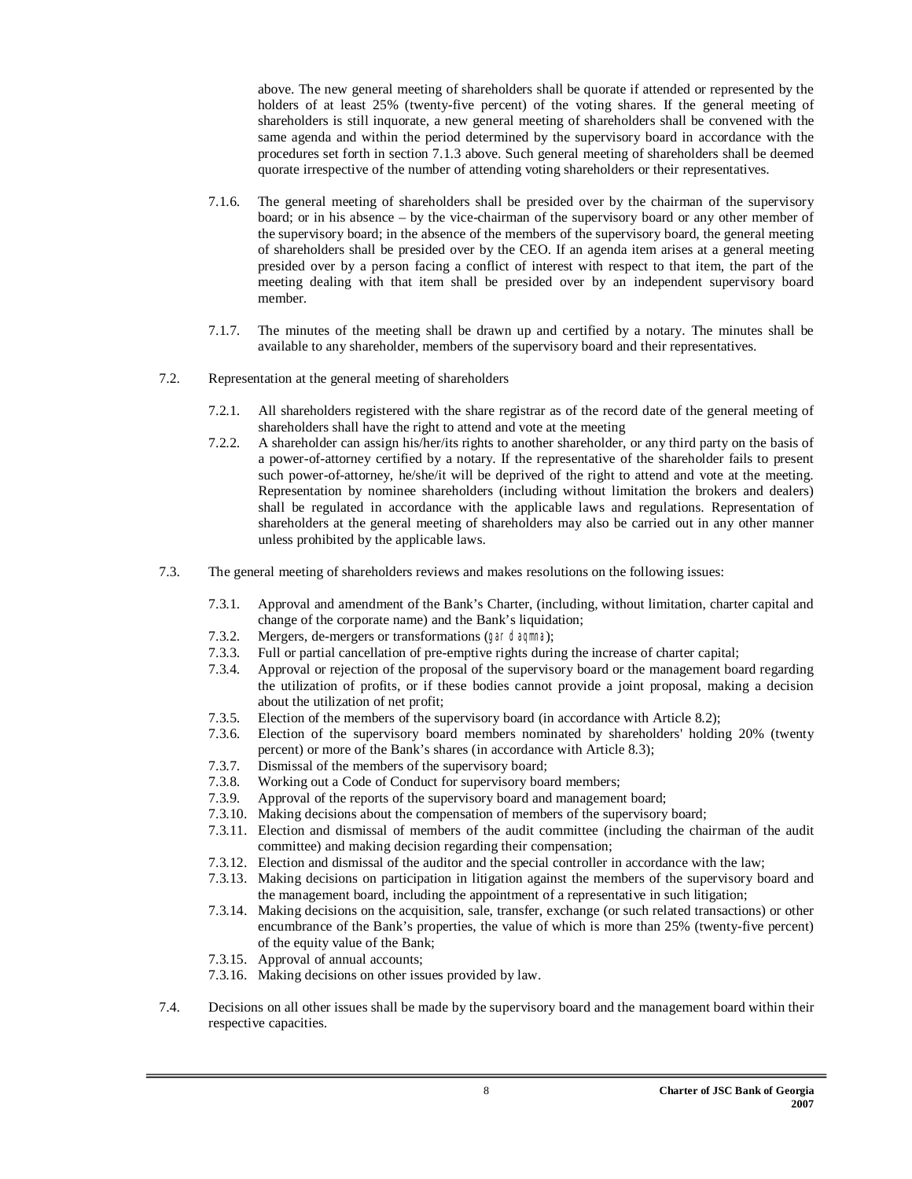above. The new general meeting of shareholders shall be quorate if attended or represented by the holders of at least 25% (twenty-five percent) of the voting shares. If the general meeting of shareholders is still inquorate, a new general meeting of shareholders shall be convened with the same agenda and within the period determined by the supervisory board in accordance with the procedures set forth in section 7.1.3 above. Such general meeting of shareholders shall be deemed quorate irrespective of the number of attending voting shareholders or their representatives.

7.1.6. The general meeting of shareholders shall be presided over by the chairman of the supervisory board; or in his absence – by the vice-chairman of the supervisory board or any other member of the supervisory board; in the absence of the members of the supervisory board, the general meeting of shareholders shall be presided over by the CEO. If an agenda item arises at a general meeting presided over by a person facing a conflict of interest with respect to that item, the part of the meeting dealing with that item shall be presided over by an independent supervisory board member.

7.1.7. The minutes of the meeting shall be drawn up and certified by a notary. The minutes shall be available to any shareholder, members of the supervisory board and their representatives.

7.2. Representation at the general meeting of shareholders

7.2.1. All shareholders registered with the share registrar as of the record date of the general meeting of shareholders shall have the right to attend and vote at the meeting

7.2.2. A shareholder can assign his/her/its rights to another shareholder, or any third party on the basis of a power-of-attorney certified by a notary. If the representative of the shareholder fails to present such power-of-attorney, he/she/it will be deprived of the right to attend and vote at the meeting. Representation by nominee shareholders (including without limitation the brokers and dealers) shall be regulated in accordance with the applicable laws and regulations. Representation of shareholders at the general meeting of shareholders may also be carried out in any other manner unless prohibited by the applicable laws.

7.3. The general meeting of shareholders reviews and makes resolutions on the following issues:

7.3.1. Approval and amendment of the Bank's Charter, (including, without limitation, charter capital and change of the corporate name) and the Bank's liquidation;

7.3.2. Mergers, de-mergers or transformations (gardaqmna);

7.3.3. Full or partial cancellation of pre-emptive rights during the increase of charter capital;

7.3.4. Approval or rejection of the proposal of the supervisory board or the management board regarding the utilization of profits, or if these bodies cannot provide a joint proposal, making a decision about the utilization of net profit;

7.3.5. Election of the members of the supervisory board (in accordance with Article 8.2);

7.3.6. Election of the supervisory board members nominated by shareholders' holding 20% (twenty percent) or more of the Bank's shares (in accordance with Article 8.3);

7.3.7. Dismissal of the members of the supervisory board;

7.3.8. Working out a Code of Conduct for supervisory board members;

7.3.9. Approval of the reports of the supervisory board and management board;

7.3.10. Making decisions about the compensation of members of the supervisory board;

7.3.11. Election and dismissal of members of the audit committee (including the chairman of the audit committee) and making decision regarding their compensation;

7.3.12. Election and dismissal of the auditor and the special controller in accordance with the law;

7.3.13. Making decisions on participation in litigation against the members of the supervisory board and the management board, including the appointment of a representative in such litigation;

7.3.14. Making decisions on the acquisition, sale, transfer, exchange (or such related transactions) or other encumbrance of the Bank's properties, the value of which is more than 25% (twenty-five percent) of the equity value of the Bank;

7.3.15. Approval of annual accounts;

7.3.16. Making decisions on other issues provided by law.

7.4. Decisions on all other issues shall be made by the supervisory board and the management board within their respective capacities.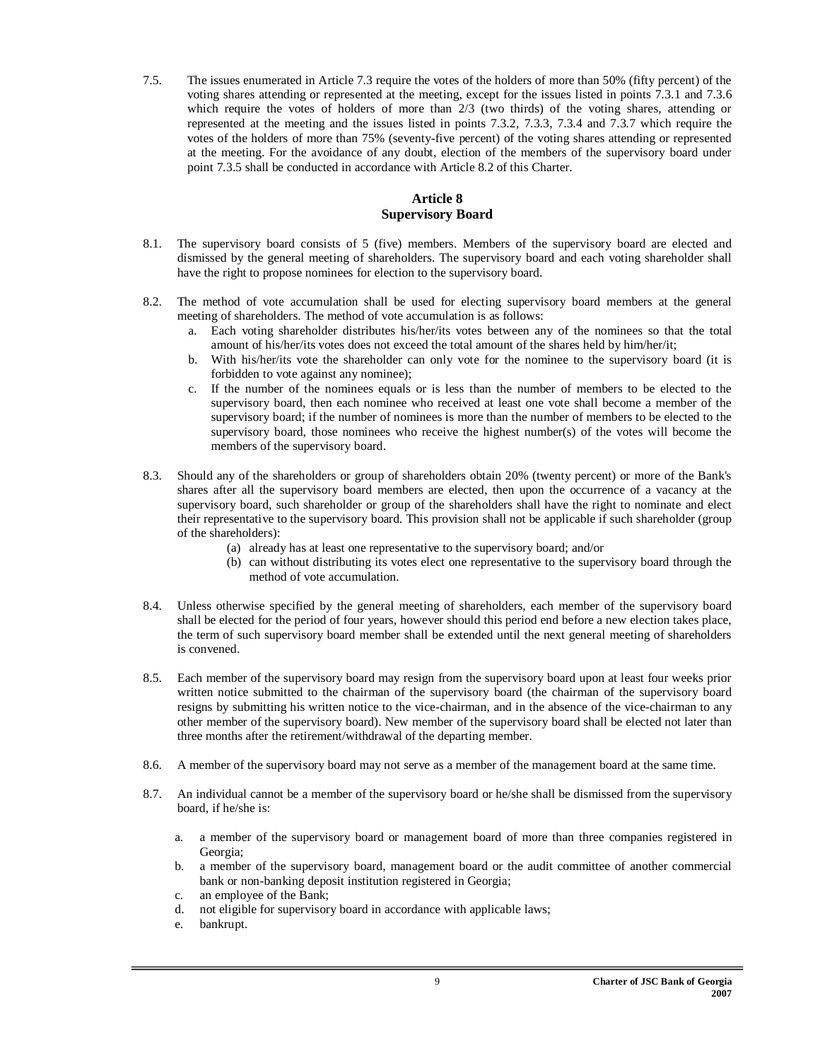7.5. The issues enumerated in Article 7.3 require the votes of the holders of more than 50% (fifty percent) of the voting shares attending or represented at the meeting, except for the issues listed in points 7.3.1 and 7.3.6 which require the votes of holders of more than 2/3 (two thirds) of the voting shares, attending or represented at the meeting and the issues listed in points 7.3.2, 7.3.3, 7.3.4 and 7.3.7 which require the votes of the holders of more than 75% (seventy-five percent) of the voting shares attending or represented at the meeting. For the avoidance of any doubt, election of the members of the supervisory board under point 7.3.5 shall be conducted in accordance with Article 8.2 of this Charter.

## Article 8
## Supervisory Board

8.1. The supervisory board consists of 5 (five) members. Members of the supervisory board are elected and dismissed by the general meeting of shareholders. The supervisory board and each voting shareholder shall have the right to propose nominees for election to the supervisory board.

8.2. The method of vote accumulation shall be used for electing supervisory board members at the general meeting of shareholders. The method of vote accumulation is as follows:

a. Each voting shareholder distributes his/her/its votes between any of the nominees so that the total amount of his/her/its votes does not exceed the total amount of the shares held by him/her/it;
b. With his/her/its vote the shareholder can only vote for the nominee to the supervisory board (it is forbidden to vote against any nominee);
c. If the number of the nominees equals or is less than the number of members to be elected to the supervisory board, then each nominee who received at least one vote shall become a member of the supervisory board; if the number of nominees is more than the number of members to be elected to the supervisory board, those nominees who receive the highest number(s) of the votes will become the members of the supervisory board.

8.3. Should any of the shareholders or group of shareholders obtain 20% (twenty percent) or more of the Bank's shares after all the supervisory board members are elected, then upon the occurrence of a vacancy at the supervisory board, such shareholder or group of the shareholders shall have the right to nominate and elect their representative to the supervisory board. This provision shall not be applicable if such shareholder (group of the shareholders):

(a) already has at least one representative to the supervisory board; and/or
(b) can without distributing its votes elect one representative to the supervisory board through the method of vote accumulation.

8.4. Unless otherwise specified by the general meeting of shareholders, each member of the supervisory board shall be elected for the period of four years, however should this period end before a new election takes place, the term of such supervisory board member shall be extended until the next general meeting of shareholders is convened.

8.5. Each member of the supervisory board may resign from the supervisory board upon at least four weeks prior written notice submitted to the chairman of the supervisory board (the chairman of the supervisory board resigns by submitting his written notice to the vice-chairman, and in the absence of the vice-chairman to any other member of the supervisory board). New member of the supervisory board shall be elected not later than three months after the retirement/withdrawal of the departing member.

8.6. A member of the supervisory board may not serve as a member of the management board at the same time.

8.7. An individual cannot be a member of the supervisory board or he/she shall be dismissed from the supervisory board, if he/she is:

a. a member of the supervisory board or management board of more than three companies registered in Georgia;
b. a member of the supervisory board, management board or the audit committee of another commercial bank or non-banking deposit institution registered in Georgia;
c. an employee of the Bank;
d. not eligible for supervisory board in accordance with applicable laws;
e. bankrupt.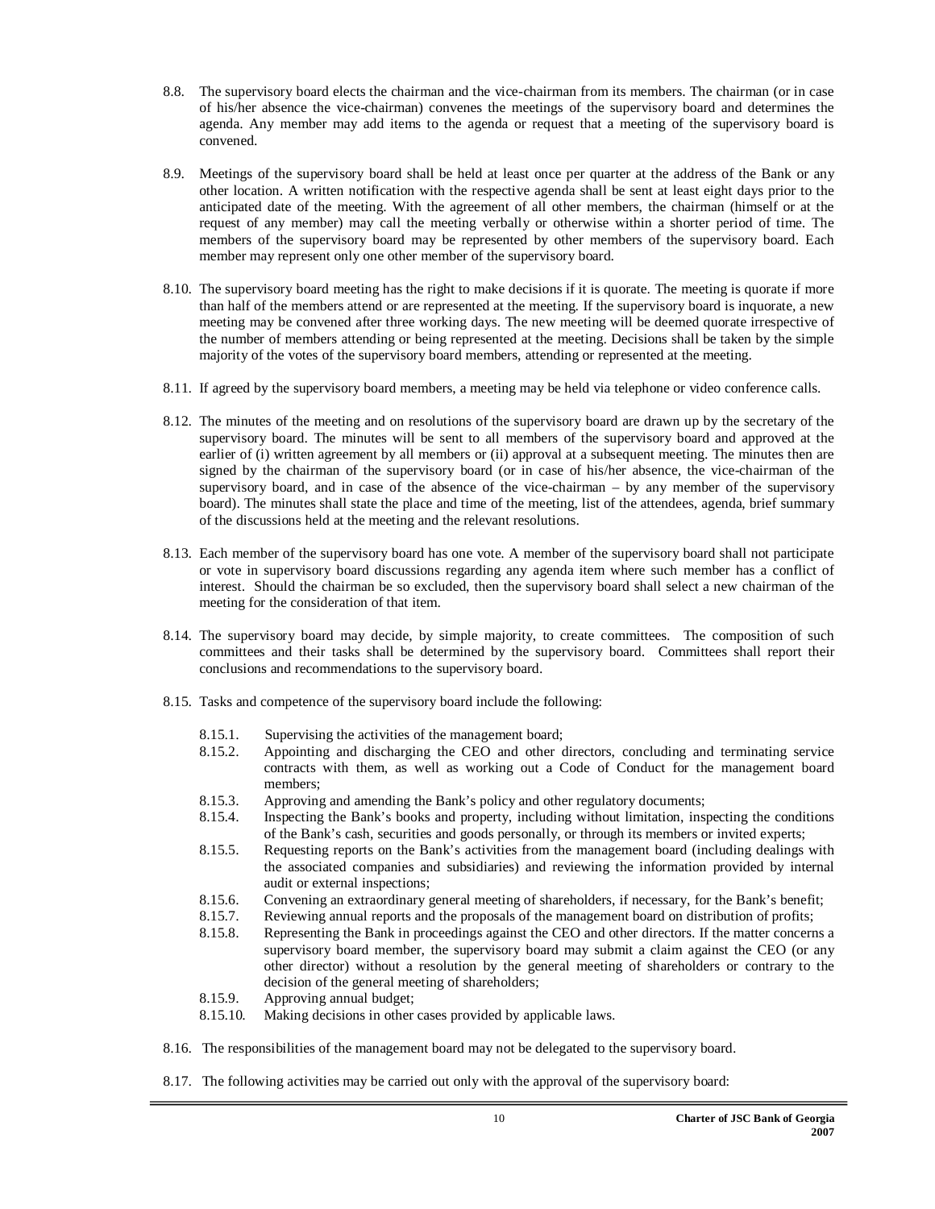8.8. The supervisory board elects the chairman and the vice-chairman from its members. The chairman (or in case of his/her absence the vice-chairman) convenes the meetings of the supervisory board and determines the agenda. Any member may add items to the agenda or request that a meeting of the supervisory board is convened.

8.9. Meetings of the supervisory board shall be held at least once per quarter at the address of the Bank or any other location. A written notification with the respective agenda shall be sent at least eight days prior to the anticipated date of the meeting. With the agreement of all other members, the chairman (himself or at the request of any member) may call the meeting verbally or otherwise within a shorter period of time. The members of the supervisory board may be represented by other members of the supervisory board. Each member may represent only one other member of the supervisory board.

8.10. The supervisory board meeting has the right to make decisions if it is quorate. The meeting is quorate if more than half of the members attend or are represented at the meeting. If the supervisory board is inquorate, a new meeting may be convened after three working days. The new meeting will be deemed quorate irrespective of the number of members attending or being represented at the meeting. Decisions shall be taken by the simple majority of the votes of the supervisory board members, attending or represented at the meeting.

8.11. If agreed by the supervisory board members, a meeting may be held via telephone or video conference calls.

8.12. The minutes of the meeting and on resolutions of the supervisory board are drawn up by the secretary of the supervisory board. The minutes will be sent to all members of the supervisory board and approved at the earlier of (i) written agreement by all members or (ii) approval at a subsequent meeting. The minutes then are signed by the chairman of the supervisory board (or in case of his/her absence, the vice-chairman of the supervisory board, and in case of the absence of the vice-chairman – by any member of the supervisory board). The minutes shall state the place and time of the meeting, list of the attendees, agenda, brief summary of the discussions held at the meeting and the relevant resolutions.

8.13. Each member of the supervisory board has one vote. A member of the supervisory board shall not participate or vote in supervisory board discussions regarding any agenda item where such member has a conflict of interest. Should the chairman be so excluded, then the supervisory board shall select a new chairman of the meeting for the consideration of that item.

8.14. The supervisory board may decide, by simple majority, to create committees. The composition of such committees and their tasks shall be determined by the supervisory board. Committees shall report their conclusions and recommendations to the supervisory board.

8.15. Tasks and competence of the supervisory board include the following:

- 8.15.1. Supervising the activities of the management board;
- 8.15.2. Appointing and discharging the CEO and other directors, concluding and terminating service contracts with them, as well as working out a Code of Conduct for the management board members;
- 8.15.3. Approving and amending the Bank's policy and other regulatory documents;
- 8.15.4. Inspecting the Bank's books and property, including without limitation, inspecting the conditions of the Bank's cash, securities and goods personally, or through its members or invited experts;
- 8.15.5. Requesting reports on the Bank's activities from the management board (including dealings with the associated companies and subsidiaries) and reviewing the information provided by internal audit or external inspections;
- 8.15.6. Convening an extraordinary general meeting of shareholders, if necessary, for the Bank's benefit;
- 8.15.7. Reviewing annual reports and the proposals of the management board on distribution of profits;
- 8.15.8. Representing the Bank in proceedings against the CEO and other directors. If the matter concerns a supervisory board member, the supervisory board may submit a claim against the CEO (or any other director) without a resolution by the general meeting of shareholders or contrary to the decision of the general meeting of shareholders;
- 8.15.9. Approving annual budget;
- 8.15.10. Making decisions in other cases provided by applicable laws.

8.16. The responsibilities of the management board may not be delegated to the supervisory board.

8.17. The following activities may be carried out only with the approval of the supervisory board: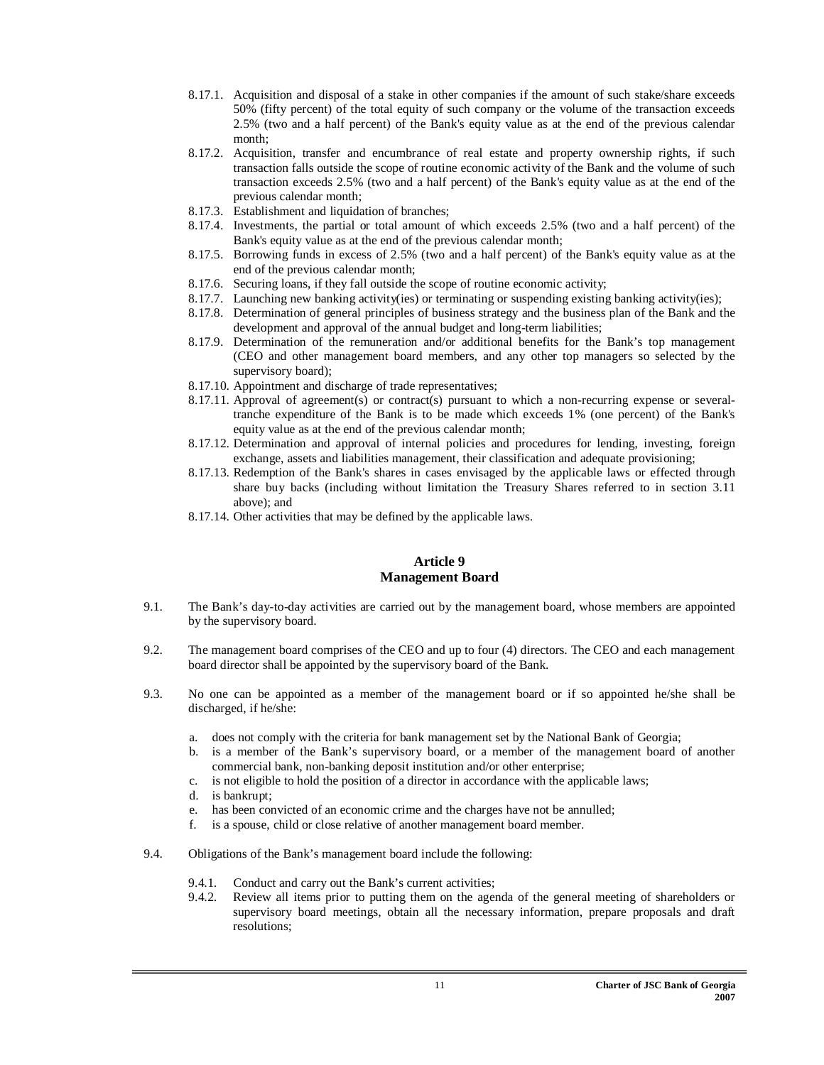8.17.1. Acquisition and disposal of a stake in other companies if the amount of such stake/share exceeds 50% (fifty percent) of the total equity of such company or the volume of the transaction exceeds 2.5% (two and a half percent) of the Bank's equity value as at the end of the previous calendar month;

8.17.2. Acquisition, transfer and encumbrance of real estate and property ownership rights, if such transaction falls outside the scope of routine economic activity of the Bank and the volume of such transaction exceeds 2.5% (two and a half percent) of the Bank's equity value as at the end of the previous calendar month;

8.17.3. Establishment and liquidation of branches;

8.17.4. Investments, the partial or total amount of which exceeds 2.5% (two and a half percent) of the Bank's equity value as at the end of the previous calendar month;

8.17.5. Borrowing funds in excess of 2.5% (two and a half percent) of the Bank's equity value as at the end of the previous calendar month;

8.17.6. Securing loans, if they fall outside the scope of routine economic activity;

8.17.7. Launching new banking activity(ies) or terminating or suspending existing banking activity(ies);

8.17.8. Determination of general principles of business strategy and the business plan of the Bank and the development and approval of the annual budget and long-term liabilities;

8.17.9. Determination of the remuneration and/or additional benefits for the Bank's top management (CEO and other management board members, and any other top managers so selected by the supervisory board);

8.17.10. Appointment and discharge of trade representatives;

8.17.11. Approval of agreement(s) or contract(s) pursuant to which a non-recurring expense or several-tranche expenditure of the Bank is to be made which exceeds 1% (one percent) of the Bank's equity value as at the end of the previous calendar month;

8.17.12. Determination and approval of internal policies and procedures for lending, investing, foreign exchange, assets and liabilities management, their classification and adequate provisioning;

8.17.13. Redemption of the Bank's shares in cases envisaged by the applicable laws or effected through share buy backs (including without limitation the Treasury Shares referred to in section 3.11 above); and

8.17.14. Other activities that may be defined by the applicable laws.

## Article 9
## Management Board

9.1. The Bank's day-to-day activities are carried out by the management board, whose members are appointed by the supervisory board.

9.2. The management board comprises of the CEO and up to four (4) directors. The CEO and each management board director shall be appointed by the supervisory board of the Bank.

9.3. No one can be appointed as a member of the management board or if so appointed he/she shall be discharged, if he/she:

a. does not comply with the criteria for bank management set by the National Bank of Georgia;
b. is a member of the Bank's supervisory board, or a member of the management board of another commercial bank, non-banking deposit institution and/or other enterprise;
c. is not eligible to hold the position of a director in accordance with the applicable laws;
d. is bankrupt;
e. has been convicted of an economic crime and the charges have not be annulled;
f. is a spouse, child or close relative of another management board member.

9.4. Obligations of the Bank's management board include the following:

9.4.1. Conduct and carry out the Bank's current activities;

9.4.2. Review all items prior to putting them on the agenda of the general meeting of shareholders or supervisory board meetings, obtain all the necessary information, prepare proposals and draft resolutions;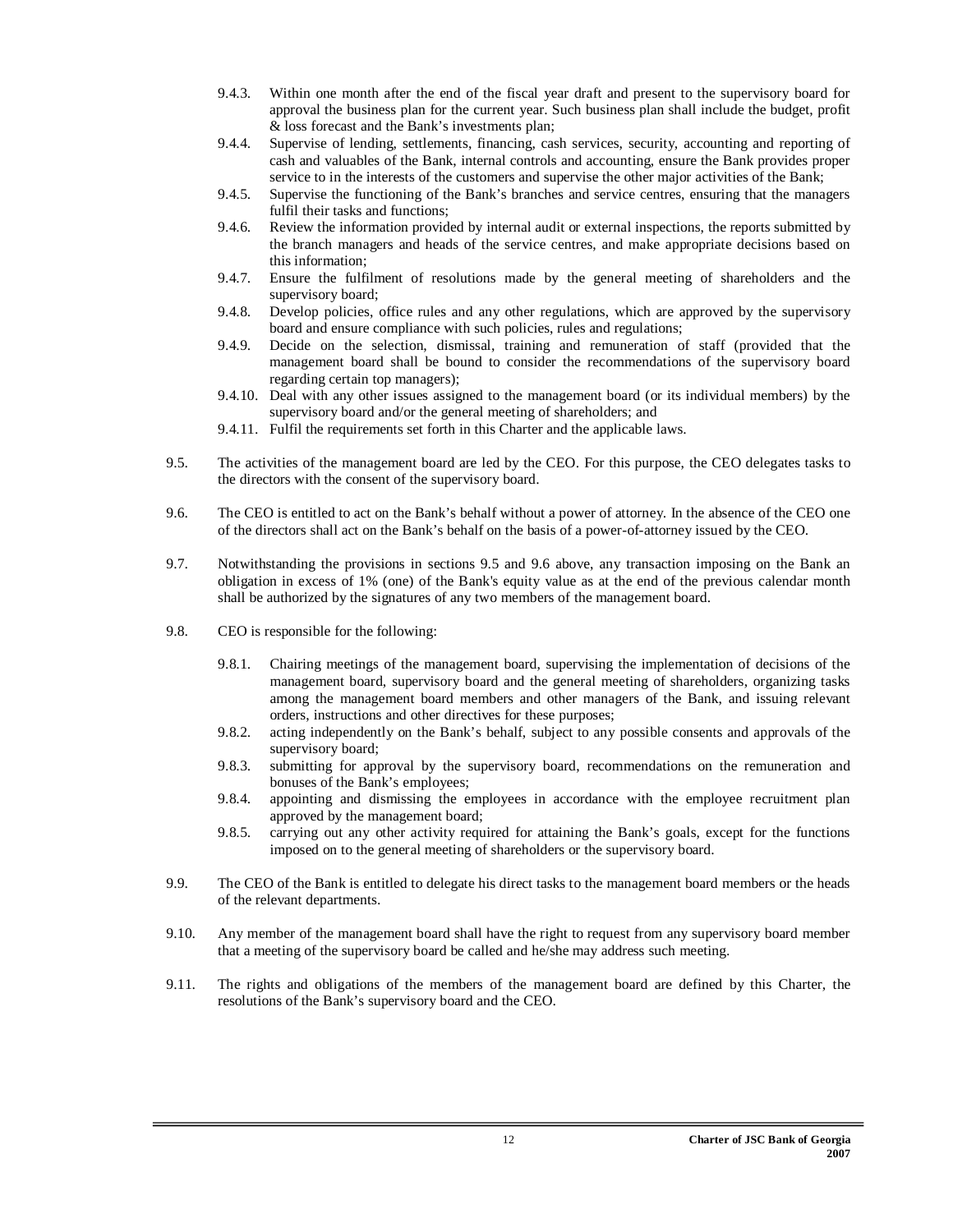9.4.3. Within one month after the end of the fiscal year draft and present to the supervisory board for approval the business plan for the current year. Such business plan shall include the budget, profit & loss forecast and the Bank's investments plan;

9.4.4. Supervise of lending, settlements, financing, cash services, security, accounting and reporting of cash and valuables of the Bank, internal controls and accounting, ensure the Bank provides proper service to in the interests of the customers and supervise the other major activities of the Bank;

9.4.5. Supervise the functioning of the Bank's branches and service centres, ensuring that the managers fulfil their tasks and functions;

9.4.6. Review the information provided by internal audit or external inspections, the reports submitted by the branch managers and heads of the service centres, and make appropriate decisions based on this information;

9.4.7. Ensure the fulfilment of resolutions made by the general meeting of shareholders and the supervisory board;

9.4.8. Develop policies, office rules and any other regulations, which are approved by the supervisory board and ensure compliance with such policies, rules and regulations;

9.4.9. Decide on the selection, dismissal, training and remuneration of staff (provided that the management board shall be bound to consider the recommendations of the supervisory board regarding certain top managers);

9.4.10. Deal with any other issues assigned to the management board (or its individual members) by the supervisory board and/or the general meeting of shareholders; and

9.4.11. Fulfil the requirements set forth in this Charter and the applicable laws.

9.5. The activities of the management board are led by the CEO. For this purpose, the CEO delegates tasks to the directors with the consent of the supervisory board.

9.6. The CEO is entitled to act on the Bank's behalf without a power of attorney. In the absence of the CEO one of the directors shall act on the Bank's behalf on the basis of a power-of-attorney issued by the CEO.

9.7. Notwithstanding the provisions in sections 9.5 and 9.6 above, any transaction imposing on the Bank an obligation in excess of 1% (one) of the Bank's equity value as at the end of the previous calendar month shall be authorized by the signatures of any two members of the management board.

9.8. CEO is responsible for the following:

9.8.1. Chairing meetings of the management board, supervising the implementation of decisions of the management board, supervisory board and the general meeting of shareholders, organizing tasks among the management board members and other managers of the Bank, and issuing relevant orders, instructions and other directives for these purposes;

9.8.2. acting independently on the Bank's behalf, subject to any possible consents and approvals of the supervisory board;

9.8.3. submitting for approval by the supervisory board, recommendations on the remuneration and bonuses of the Bank's employees;

9.8.4. appointing and dismissing the employees in accordance with the employee recruitment plan approved by the management board;

9.8.5. carrying out any other activity required for attaining the Bank's goals, except for the functions imposed on to the general meeting of shareholders or the supervisory board.

9.9. The CEO of the Bank is entitled to delegate his direct tasks to the management board members or the heads of the relevant departments.

9.10. Any member of the management board shall have the right to request from any supervisory board member that a meeting of the supervisory board be called and he/she may address such meeting.

9.11. The rights and obligations of the members of the management board are defined by this Charter, the resolutions of the Bank's supervisory board and the CEO.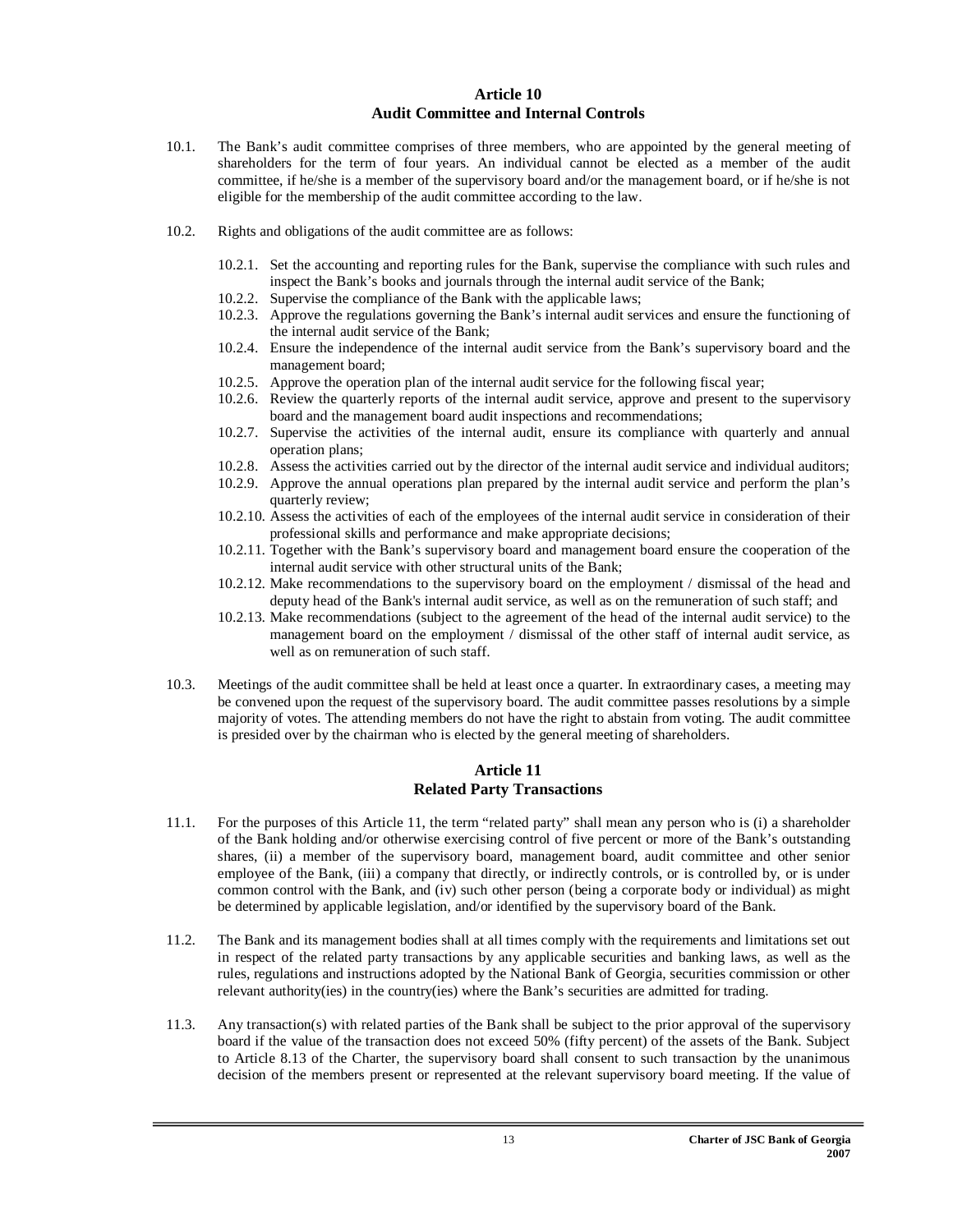## Article 10
## Audit Committee and Internal Controls

10.1. The Bank's audit committee comprises of three members, who are appointed by the general meeting of shareholders for the term of four years. An individual cannot be elected as a member of the audit committee, if he/she is a member of the supervisory board and/or the management board, or if he/she is not eligible for the membership of the audit committee according to the law.

10.2. Rights and obligations of the audit committee are as follows:

10.2.1. Set the accounting and reporting rules for the Bank, supervise the compliance with such rules and inspect the Bank's books and journals through the internal audit service of the Bank;
10.2.2. Supervise the compliance of the Bank with the applicable laws;
10.2.3. Approve the regulations governing the Bank's internal audit services and ensure the functioning of the internal audit service of the Bank;
10.2.4. Ensure the independence of the internal audit service from the Bank's supervisory board and the management board;
10.2.5. Approve the operation plan of the internal audit service for the following fiscal year;
10.2.6. Review the quarterly reports of the internal audit service, approve and present to the supervisory board and the management board audit inspections and recommendations;
10.2.7. Supervise the activities of the internal audit, ensure its compliance with quarterly and annual operation plans;
10.2.8. Assess the activities carried out by the director of the internal audit service and individual auditors;
10.2.9. Approve the annual operations plan prepared by the internal audit service and perform the plan's quarterly review;
10.2.10. Assess the activities of each of the employees of the internal audit service in consideration of their professional skills and performance and make appropriate decisions;
10.2.11. Together with the Bank's supervisory board and management board ensure the cooperation of the internal audit service with other structural units of the Bank;
10.2.12. Make recommendations to the supervisory board on the employment / dismissal of the head and deputy head of the Bank's internal audit service, as well as on the remuneration of such staff; and
10.2.13. Make recommendations (subject to the agreement of the head of the internal audit service) to the management board on the employment / dismissal of the other staff of internal audit service, as well as on remuneration of such staff.

10.3. Meetings of the audit committee shall be held at least once a quarter. In extraordinary cases, a meeting may be convened upon the request of the supervisory board. The audit committee passes resolutions by a simple majority of votes. The attending members do not have the right to abstain from voting. The audit committee is presided over by the chairman who is elected by the general meeting of shareholders.

## Article 11
## Related Party Transactions

11.1. For the purposes of this Article 11, the term "related party" shall mean any person who is (i) a shareholder of the Bank holding and/or otherwise exercising control of five percent or more of the Bank's outstanding shares, (ii) a member of the supervisory board, management board, audit committee and other senior employee of the Bank, (iii) a company that directly, or indirectly controls, or is controlled by, or is under common control with the Bank, and (iv) such other person (being a corporate body or individual) as might be determined by applicable legislation, and/or identified by the supervisory board of the Bank.

11.2. The Bank and its management bodies shall at all times comply with the requirements and limitations set out in respect of the related party transactions by any applicable securities and banking laws, as well as the rules, regulations and instructions adopted by the National Bank of Georgia, securities commission or other relevant authority(ies) in the country(ies) where the Bank's securities are admitted for trading.

11.3. Any transaction(s) with related parties of the Bank shall be subject to the prior approval of the supervisory board if the value of the transaction does not exceed 50% (fifty percent) of the assets of the Bank. Subject to Article 8.13 of the Charter, the supervisory board shall consent to such transaction by the unanimous decision of the members present or represented at the relevant supervisory board meeting. If the value of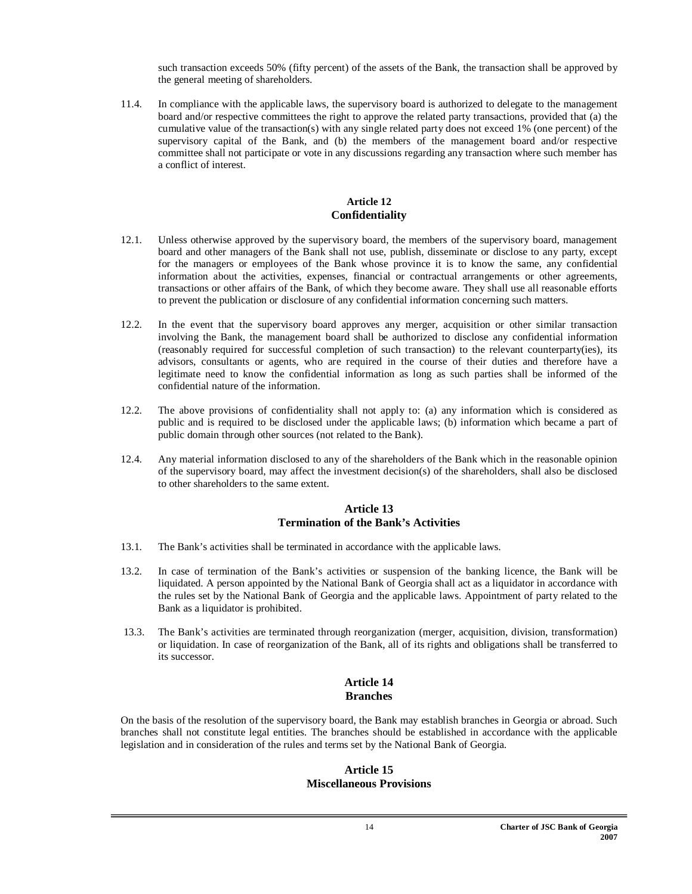such transaction exceeds 50% (fifty percent) of the assets of the Bank, the transaction shall be approved by the general meeting of shareholders.

11.4. In compliance with the applicable laws, the supervisory board is authorized to delegate to the management board and/or respective committees the right to approve the related party transactions, provided that (a) the cumulative value of the transaction(s) with any single related party does not exceed 1% (one percent) of the supervisory capital of the Bank, and (b) the members of the management board and/or respective committee shall not participate or vote in any discussions regarding any transaction where such member has a conflict of interest.

## Article 12
## Confidentiality

12.1. Unless otherwise approved by the supervisory board, the members of the supervisory board, management board and other managers of the Bank shall not use, publish, disseminate or disclose to any party, except for the managers or employees of the Bank whose province it is to know the same, any confidential information about the activities, expenses, financial or contractual arrangements or other agreements, transactions or other affairs of the Bank, of which they become aware. They shall use all reasonable efforts to prevent the publication or disclosure of any confidential information concerning such matters.

12.2. In the event that the supervisory board approves any merger, acquisition or other similar transaction involving the Bank, the management board shall be authorized to disclose any confidential information (reasonably required for successful completion of such transaction) to the relevant counterparty(ies), its advisors, consultants or agents, who are required in the course of their duties and therefore have a legitimate need to know the confidential information as long as such parties shall be informed of the confidential nature of the information.

12.2. The above provisions of confidentiality shall not apply to: (a) any information which is considered as public and is required to be disclosed under the applicable laws; (b) information which became a part of public domain through other sources (not related to the Bank).

12.4. Any material information disclosed to any of the shareholders of the Bank which in the reasonable opinion of the supervisory board, may affect the investment decision(s) of the shareholders, shall also be disclosed to other shareholders to the same extent.

## Article 13
## Termination of the Bank's Activities

13.1. The Bank's activities shall be terminated in accordance with the applicable laws.

13.2. In case of termination of the Bank's activities or suspension of the banking licence, the Bank will be liquidated. A person appointed by the National Bank of Georgia shall act as a liquidator in accordance with the rules set by the National Bank of Georgia and the applicable laws. Appointment of party related to the Bank as a liquidator is prohibited.

13.3. The Bank's activities are terminated through reorganization (merger, acquisition, division, transformation) or liquidation. In case of reorganization of the Bank, all of its rights and obligations shall be transferred to its successor.

## Article 14
## Branches

On the basis of the resolution of the supervisory board, the Bank may establish branches in Georgia or abroad. Such branches shall not constitute legal entities. The branches should be established in accordance with the applicable legislation and in consideration of the rules and terms set by the National Bank of Georgia.

## Article 15
## Miscellaneous Provisions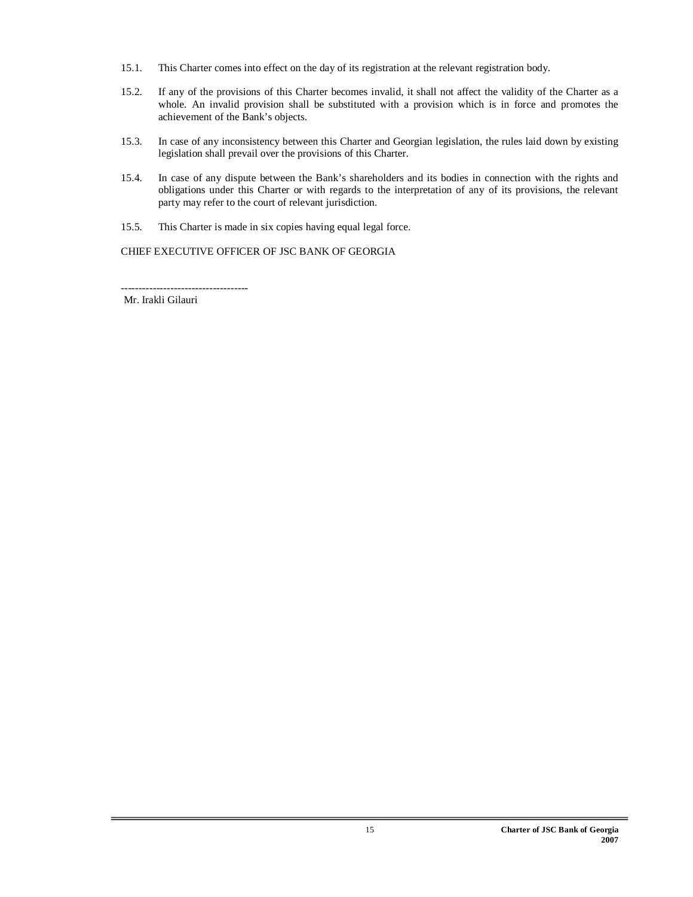15.1. This Charter comes into effect on the day of its registration at the relevant registration body.

15.2. If any of the provisions of this Charter becomes invalid, it shall not affect the validity of the Charter as a whole. An invalid provision shall be substituted with a provision which is in force and promotes the achievement of the Bank's objects.

15.3. In case of any inconsistency between this Charter and Georgian legislation, the rules laid down by existing legislation shall prevail over the provisions of this Charter.

15.4. In case of any dispute between the Bank's shareholders and its bodies in connection with the rights and obligations under this Charter or with regards to the interpretation of any of its provisions, the relevant party may refer to the court of relevant jurisdiction.

15.5. This Charter is made in six copies having equal legal force.

CHIEF EXECUTIVE OFFICER OF JSC BANK OF GEORGIA

------------------------------------

Mr. Irakli Gilauri